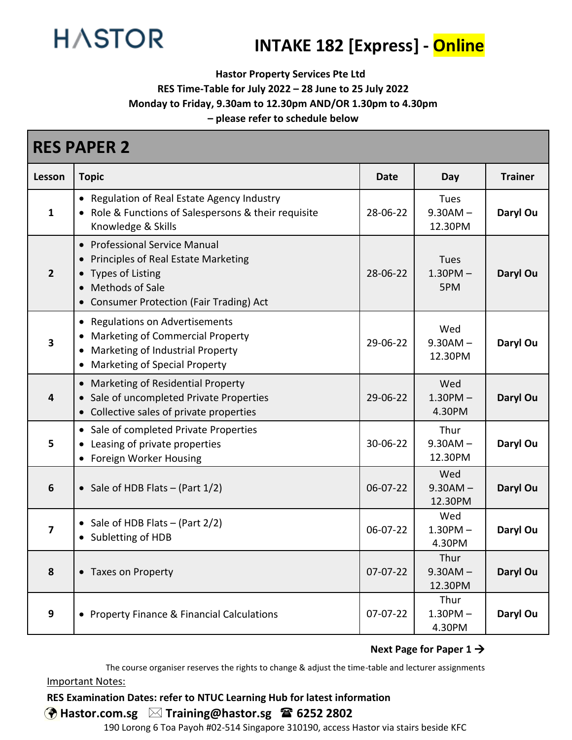# HASTOR

# INTAKE 182 [Express] - Online

**Hastor Property Services Pte Ltd**
**RES Time-Table for July 2022 – 28 June to 25 July 2022**
**Monday to Friday, 9.30am to 12.30pm AND/OR 1.30pm to 4.30pm**
**– please refer to schedule below**

## RES PAPER 2

| Lesson | Topic | Date | Day | Trainer |
|---|---|---|---|---|
| 1 | • Regulation of Real Estate Agency Industry<br>• Role & Functions of Salespersons & their requisite Knowledge & Skills | 28-06-22 | Tues 9.30AM – 12.30PM | **Daryl Ou** |
| 2 | • Professional Service Manual<br>• Principles of Real Estate Marketing<br>• Types of Listing<br>• Methods of Sale<br>• Consumer Protection (Fair Trading) Act | 28-06-22 | Tues 1.30PM – 5PM | **Daryl Ou** |
| 3 | • Regulations on Advertisements<br>• Marketing of Commercial Property<br>• Marketing of Industrial Property<br>• Marketing of Special Property | 29-06-22 | Wed 9.30AM – 12.30PM | **Daryl Ou** |
| 4 | • Marketing of Residential Property<br>• Sale of uncompleted Private Properties<br>• Collective sales of private properties | 29-06-22 | Wed 1.30PM – 4.30PM | **Daryl Ou** |
| 5 | • Sale of completed Private Properties<br>• Leasing of private properties<br>• Foreign Worker Housing | 30-06-22 | Thur 9.30AM – 12.30PM | **Daryl Ou** |
| 6 | • Sale of HDB Flats – (Part 1/2) | 06-07-22 | Wed 9.30AM – 12.30PM | **Daryl Ou** |
| 7 | • Sale of HDB Flats – (Part 2/2)<br>• Subletting of HDB | 06-07-22 | Wed 1.30PM – 4.30PM | **Daryl Ou** |
| 8 | • Taxes on Property | 07-07-22 | Thur 9.30AM – 12.30PM | **Daryl Ou** |
| 9 | • Property Finance & Financial Calculations | 07-07-22 | Thur 1.30PM – 4.30PM | **Daryl Ou** |

**Next Page for Paper 1 →**

The course organiser reserves the rights to change & adjust the time-table and lecturer assignments

Important Notes:

**RES Examination Dates: refer to NTUC Learning Hub for latest information**

**Hastor.com.sg** **Training@hastor.sg** **6252 2802**

190 Lorong 6 Toa Payoh #02-514 Singapore 310190, access Hastor via stairs beside KFC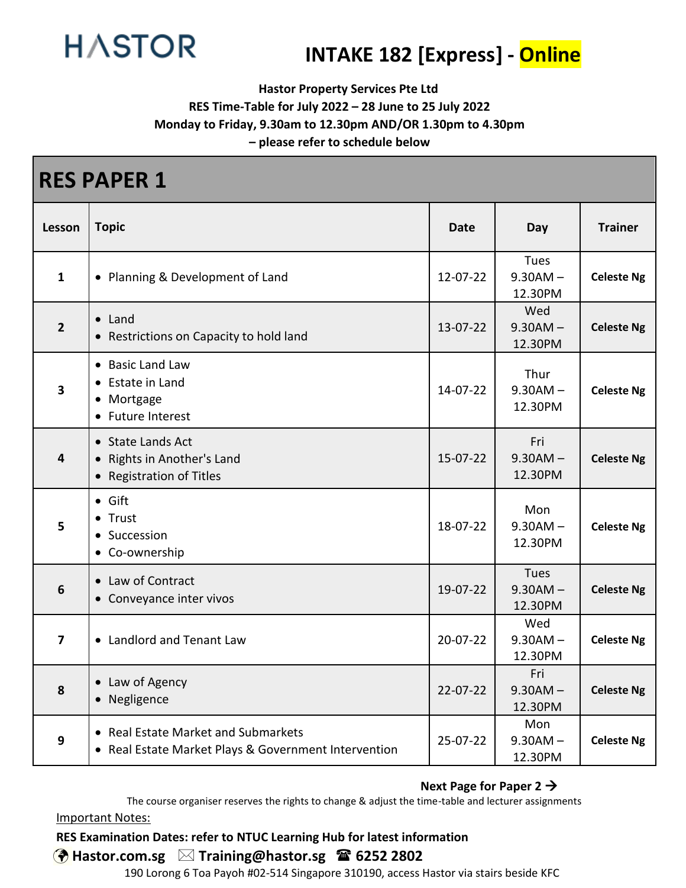HASTOR

# INTAKE 182 [Express] - Online

**Hastor Property Services Pte Ltd**
**RES Time-Table for July 2022 – 28 June to 25 July 2022**
**Monday to Friday, 9.30am to 12.30pm AND/OR 1.30pm to 4.30pm**
**– please refer to schedule below**

## RES PAPER 1

| Lesson | Topic | Date | Day | Trainer |
|---|---|---|---|---|
| 1 | • Planning & Development of Land | 12-07-22 | Tues 9.30AM – 12.30PM | Celeste Ng |
| 2 | • Land<br>• Restrictions on Capacity to hold land | 13-07-22 | Wed 9.30AM – 12.30PM | Celeste Ng |
| 3 | • Basic Land Law<br>• Estate in Land<br>• Mortgage<br>• Future Interest | 14-07-22 | Thur 9.30AM – 12.30PM | Celeste Ng |
| 4 | • State Lands Act<br>• Rights in Another's Land<br>• Registration of Titles | 15-07-22 | Fri 9.30AM – 12.30PM | Celeste Ng |
| 5 | • Gift<br>• Trust<br>• Succession<br>• Co-ownership | 18-07-22 | Mon 9.30AM – 12.30PM | Celeste Ng |
| 6 | • Law of Contract<br>• Conveyance inter vivos | 19-07-22 | Tues 9.30AM – 12.30PM | Celeste Ng |
| 7 | • Landlord and Tenant Law | 20-07-22 | Wed 9.30AM – 12.30PM | Celeste Ng |
| 8 | • Law of Agency<br>• Negligence | 22-07-22 | Fri 9.30AM – 12.30PM | Celeste Ng |
| 9 | • Real Estate Market and Submarkets<br>• Real Estate Market Plays & Government Intervention | 25-07-22 | Mon 9.30AM – 12.30PM | Celeste Ng |

**Next Page for Paper 2 →**

The course organiser reserves the rights to change & adjust the time-table and lecturer assignments

Important Notes:

**RES Examination Dates: refer to NTUC Learning Hub for latest information**

**Hastor.com.sg** **Training@hastor.sg** **6252 2802**

190 Lorong 6 Toa Payoh #02-514 Singapore 310190, access Hastor via stairs beside KFC